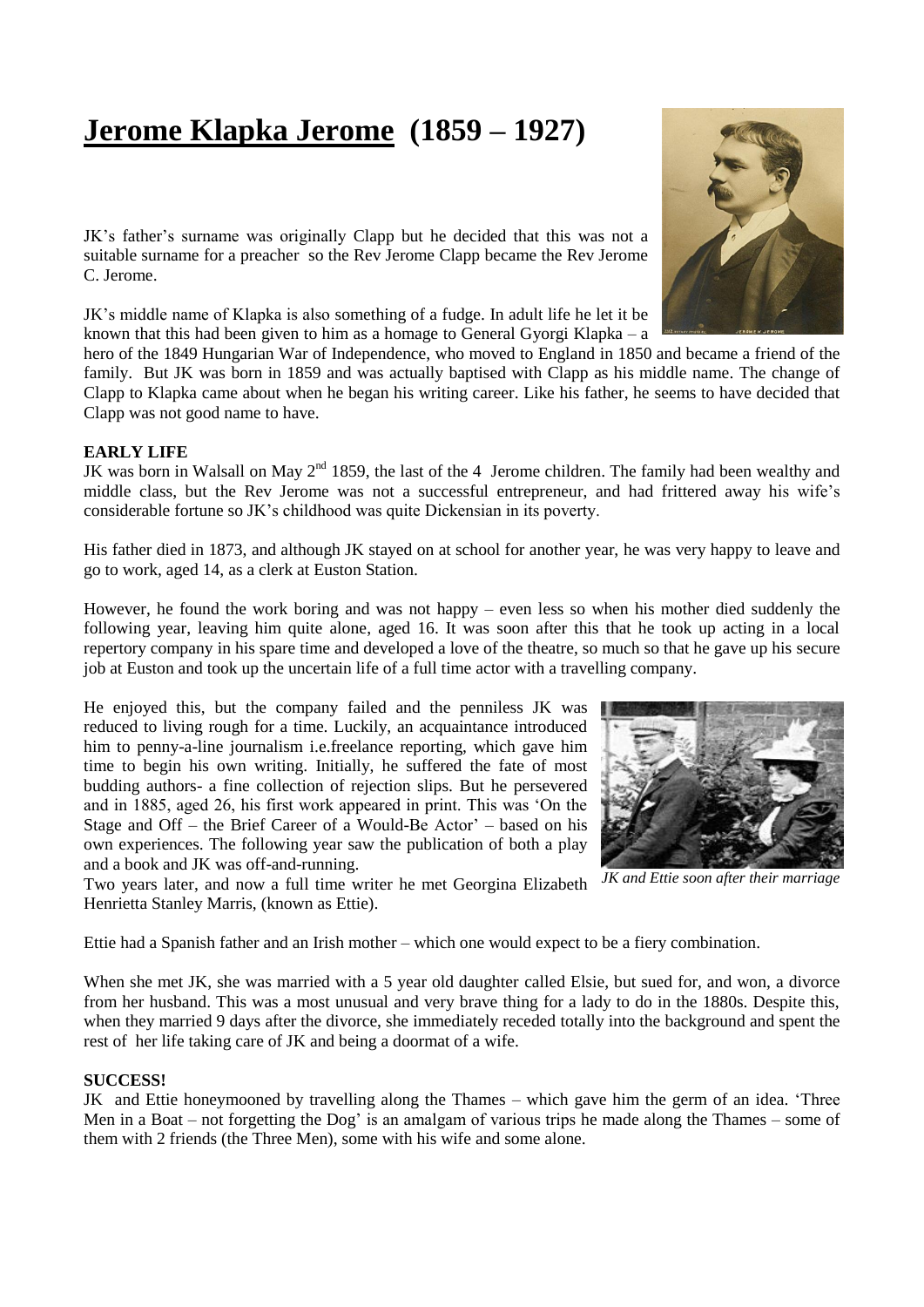# **Jerome Klapka Jerome (1859 – 1927)**

JK's father's surname was originally Clapp but he decided that this was not a suitable surname for a preacher so the Rev Jerome Clapp became the Rev Jerome C. Jerome.

JK's middle name of Klapka is also something of a fudge. In adult life he let it be known that this had been given to him as a homage to General Gyorgi Klapka – a hero of the 1849 Hungarian War of Independence, who moved to England in 1850 and became a friend of the family. But JK was born in 1859 and was actually baptised with Clapp as his middle name. The change of Clapp to Klapka came about when he began his writing career. Like his father, he seems to have decided that Clapp was not good name to have.

**EARLY LIFE**

JK was born in Walsall on May 2nd 1859, the last of the 4 Jerome children. The family had been wealthy and middle class, but the Rev Jerome was not a successful entrepreneur, and had frittered away his wife's considerable fortune so JK's childhood was quite Dickensian in its poverty.

His father died in 1873, and although JK stayed on at school for another year, he was very happy to leave and go to work, aged 14, as a clerk at Euston Station.

However, he found the work boring and was not happy – even less so when his mother died suddenly the following year, leaving him quite alone, aged 16. It was soon after this that he took up acting in a local repertory company in his spare time and developed a love of the theatre, so much so that he gave up his secure job at Euston and took up the uncertain life of a full time actor with a travelling company.

He enjoyed this, but the company failed and the penniless JK was reduced to living rough for a time. Luckily, an acquaintance introduced him to penny-a-line journalism i.e.freelance reporting, which gave him time to begin his own writing. Initially, he suffered the fate of most budding authors- a fine collection of rejection slips. But he persevered and in 1885, aged 26, his first work appeared in print. This was 'On the Stage and Off – the Brief Career of a Would-Be Actor' – based on his own experiences. The following year saw the publication of both a play and a book and JK was off-and-running.

*JK and Ettie soon after their marriage*

Two years later, and now a full time writer he met Georgina Elizabeth Henrietta Stanley Marris, (known as Ettie).

Ettie had a Spanish father and an Irish mother – which one would expect to be a fiery combination.

When she met JK, she was married with a 5 year old daughter called Elsie, but sued for, and won, a divorce from her husband. This was a most unusual and very brave thing for a lady to do in the 1880s. Despite this, when they married 9 days after the divorce, she immediately receded totally into the background and spent the rest of her life taking care of JK and being a doormat of a wife.

**SUCCESS!**

JK and Ettie honeymooned by travelling along the Thames – which gave him the germ of an idea. 'Three Men in a Boat – not forgetting the Dog' is an amalgam of various trips he made along the Thames – some of them with 2 friends (the Three Men), some with his wife and some alone.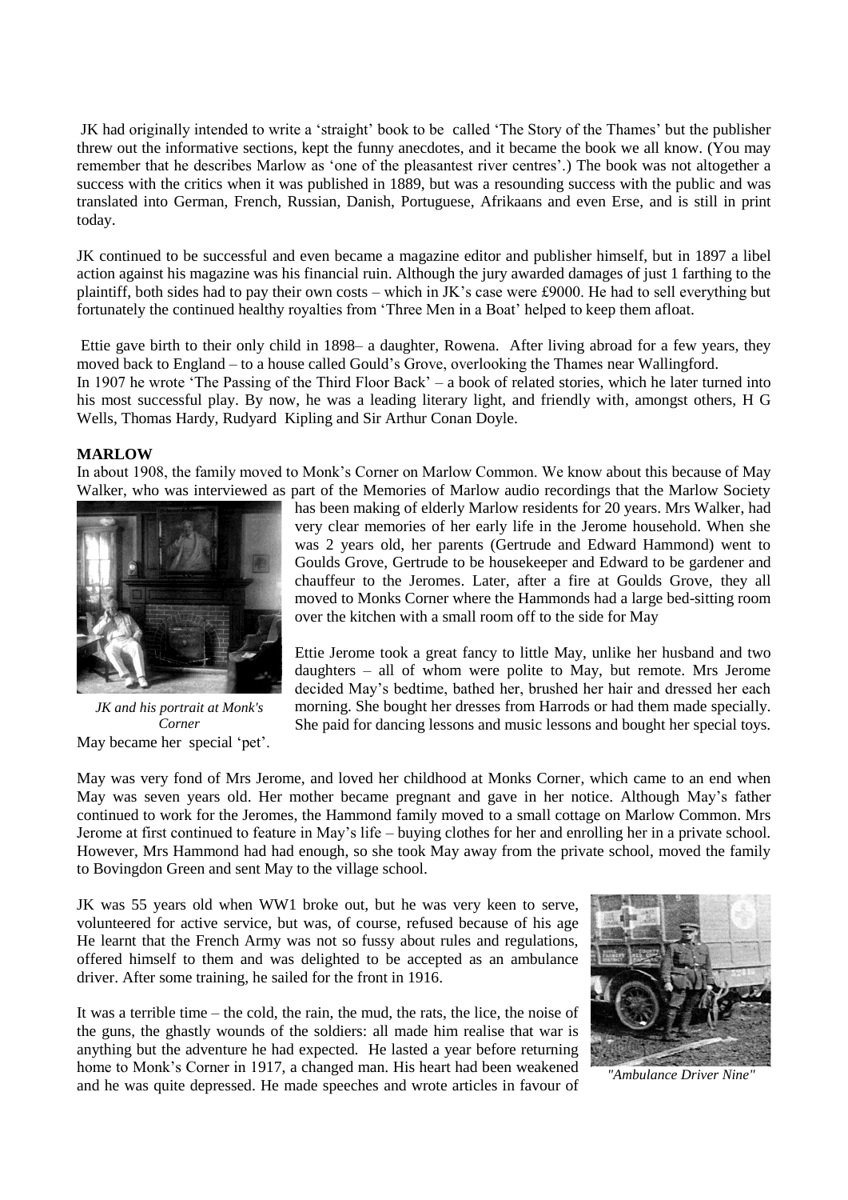JK had originally intended to write a 'straight' book to be called 'The Story of the Thames' but the publisher threw out the informative sections, kept the funny anecdotes, and it became the book we all know. (You may remember that he describes Marlow as 'one of the pleasantest river centres'.) The book was not altogether a success with the critics when it was published in 1889, but was a resounding success with the public and was translated into German, French, Russian, Danish, Portuguese, Afrikaans and even Erse, and is still in print today.

JK continued to be successful and even became a magazine editor and publisher himself, but in 1897 a libel action against his magazine was his financial ruin. Although the jury awarded damages of just 1 farthing to the plaintiff, both sides had to pay their own costs – which in JK's case were £9000. He had to sell everything but fortunately the continued healthy royalties from 'Three Men in a Boat' helped to keep them afloat.

Ettie gave birth to their only child in 1898– a daughter, Rowena. After living abroad for a few years, they moved back to England – to a house called Gould's Grove, overlooking the Thames near Wallingford.

In 1907 he wrote 'The Passing of the Third Floor Back' – a book of related stories, which he later turned into his most successful play. By now, he was a leading literary light, and friendly with, amongst others, H G Wells, Thomas Hardy, Rudyard Kipling and Sir Arthur Conan Doyle.

**MARLOW**

In about 1908, the family moved to Monk's Corner on Marlow Common. We know about this because of May Walker, who was interviewed as part of the Memories of Marlow audio recordings that the Marlow Society has been making of elderly Marlow residents for 20 years. Mrs Walker, had very clear memories of her early life in the Jerome household. When she was 2 years old, her parents (Gertrude and Edward Hammond) went to Goulds Grove, Gertrude to be housekeeper and Edward to be gardener and chauffeur to the Jeromes. Later, after a fire at Goulds Grove, they all moved to Monks Corner where the Hammonds had a large bed-sitting room over the kitchen with a small room off to the side for May

*JK and his portrait at Monk's Corner*

Ettie Jerome took a great fancy to little May, unlike her husband and two daughters – all of whom were polite to May, but remote. Mrs Jerome decided May's bedtime, bathed her, brushed her hair and dressed her each morning. She bought her dresses from Harrods or had them made specially. She paid for dancing lessons and music lessons and bought her special toys. May became her special 'pet'.

May was very fond of Mrs Jerome, and loved her childhood at Monks Corner, which came to an end when May was seven years old. Her mother became pregnant and gave in her notice. Although May's father continued to work for the Jeromes, the Hammond family moved to a small cottage on Marlow Common. Mrs Jerome at first continued to feature in May's life – buying clothes for her and enrolling her in a private school. However, Mrs Hammond had had enough, so she took May away from the private school, moved the family to Bovingdon Green and sent May to the village school.

JK was 55 years old when WW1 broke out, but he was very keen to serve, volunteered for active service, but was, of course, refused because of his age He learnt that the French Army was not so fussy about rules and regulations, offered himself to them and was delighted to be accepted as an ambulance driver. After some training, he sailed for the front in 1916.

It was a terrible time – the cold, the rain, the mud, the rats, the lice, the noise of the guns, the ghastly wounds of the soldiers: all made him realise that war is anything but the adventure he had expected. He lasted a year before returning home to Monk's Corner in 1917, a changed man. His heart had been weakened and he was quite depressed. He made speeches and wrote articles in favour of

*"Ambulance Driver Nine"*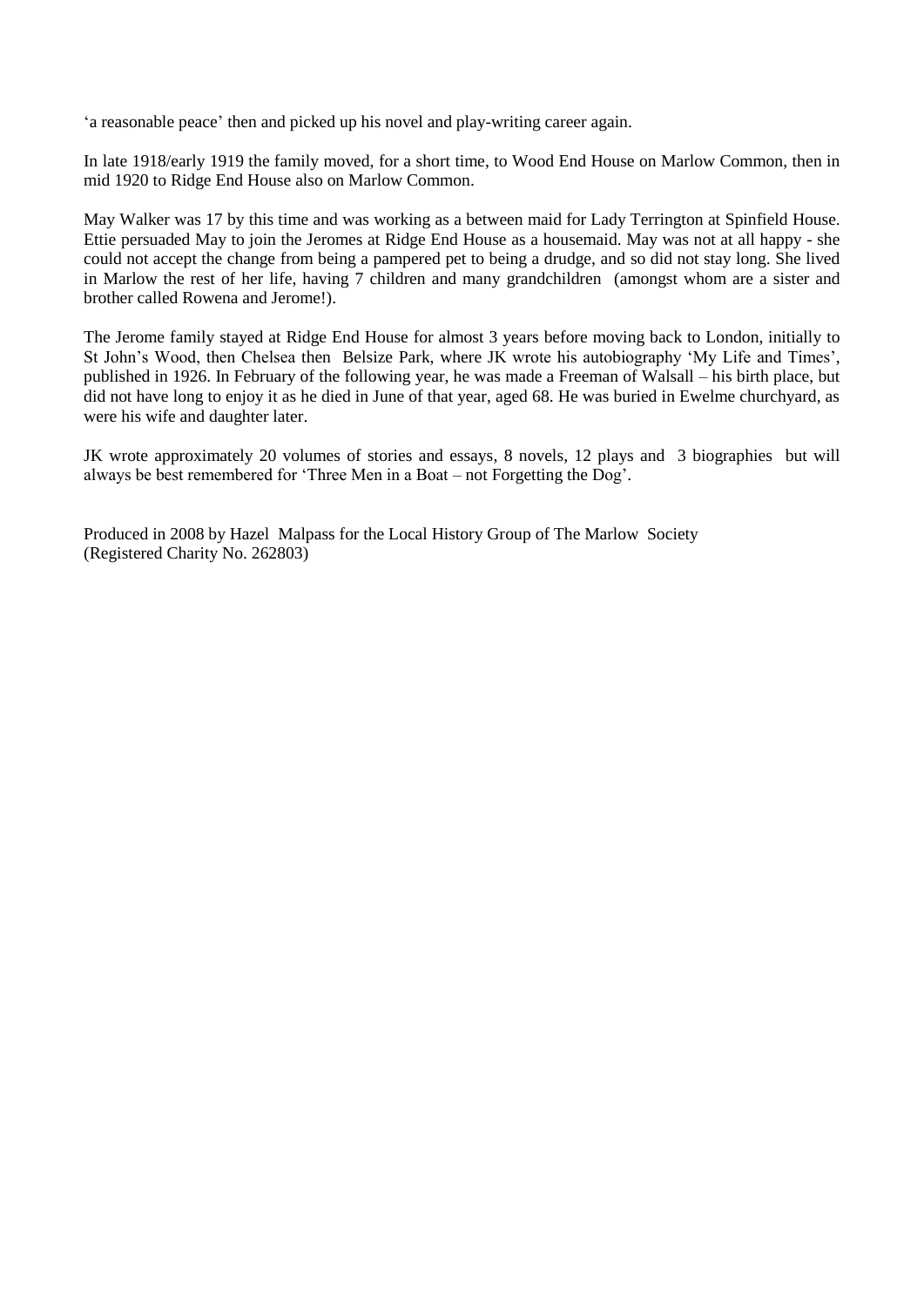'a reasonable peace' then and picked up his novel and play-writing career again.

In late 1918/early 1919 the family moved, for a short time, to Wood End House on Marlow Common, then in mid 1920 to Ridge End House also on Marlow Common.

May Walker was 17 by this time and was working as a between maid for Lady Terrington at Spinfield House. Ettie persuaded May to join the Jeromes at Ridge End House as a housemaid. May was not at all happy - she could not accept the change from being a pampered pet to being a drudge, and so did not stay long. She lived in Marlow the rest of her life, having 7 children and many grandchildren (amongst whom are a sister and brother called Rowena and Jerome!).

The Jerome family stayed at Ridge End House for almost 3 years before moving back to London, initially to St John's Wood, then Chelsea then Belsize Park, where JK wrote his autobiography 'My Life and Times', published in 1926. In February of the following year, he was made a Freeman of Walsall – his birth place, but did not have long to enjoy it as he died in June of that year, aged 68. He was buried in Ewelme churchyard, as were his wife and daughter later.

JK wrote approximately 20 volumes of stories and essays, 8 novels, 12 plays and 3 biographies but will always be best remembered for 'Three Men in a Boat – not Forgetting the Dog'.

Produced in 2008 by Hazel Malpass for the Local History Group of The Marlow Society
(Registered Charity No. 262803)